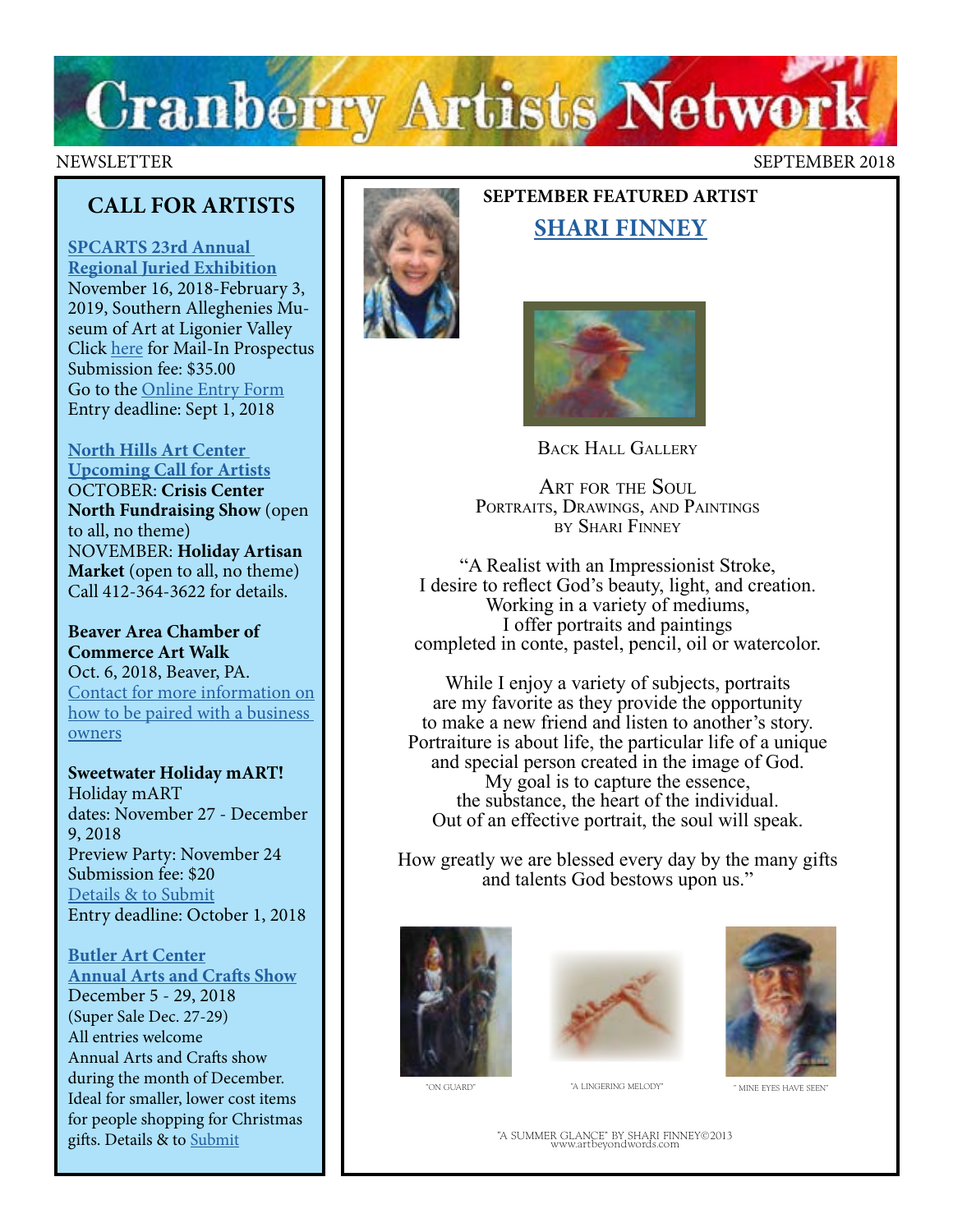# Cranberry Artists Network

NEWSLETTER SEPTEMBER 2018

## CALL FOR ARTISTS

**SPCARTS 23rd Annual Regional Juried Exhibition**
November 16, 2018-February 3, 2019, Southern Alleghenies Museum of Art at Ligonier Valley
Click here for Mail-In Prospectus
Submission fee: $35.00
Go to the Online Entry Form
Entry deadline: Sept 1, 2018

**North Hills Art Center Upcoming Call for Artists**
OCTOBER: **Crisis Center North Fundraising Show** (open to all, no theme)
NOVEMBER: **Holiday Artisan Market** (open to all, no theme)
Call 412-364-3622 for details.

**Beaver Area Chamber of Commerce Art Walk**
Oct. 6, 2018, Beaver, PA.
Contact for more information on how to be paired with a business owners

**Sweetwater Holiday mART!**
Holiday mART
dates: November 27 - December 9, 2018
Preview Party: November 24
Submission fee: $20
Details & to Submit
Entry deadline: October 1, 2018

**Butler Art Center Annual Arts and Crafts Show**
December 5 - 29, 2018
(Super Sale Dec. 27-29)
All entries welcome
Annual Arts and Crafts show during the month of December. Ideal for smaller, lower cost items for people shopping for Christmas gifts. Details & to Submit

## SEPTEMBER FEATURED ARTIST

## SHARI FINNEY

BACK HALL GALLERY

ART FOR THE SOUL
PORTRAITS, DRAWINGS, AND PAINTINGS
BY SHARI FINNEY

"A Realist with an Impressionist Stroke,
I desire to reflect God's beauty, light, and creation.
Working in a variety of mediums,
I offer portraits and paintings
completed in conte, pastel, pencil, oil or watercolor.

While I enjoy a variety of subjects, portraits
are my favorite as they provide the opportunity
to make a new friend and listen to another's story.
Portraiture is about life, the particular life of a unique
and special person created in the image of God.
My goal is to capture the essence,
the substance, the heart of the individual.
Out of an effective portrait, the soul will speak.

How greatly we are blessed every day by the many gifts
and talents God bestows upon us."

"ON GUARD" "A LINGERING MELODY" " MINE EYES HAVE SEEN"

"A SUMMER GLANCE" BY SHARI FINNEY©2013
www.artbeyondwords.com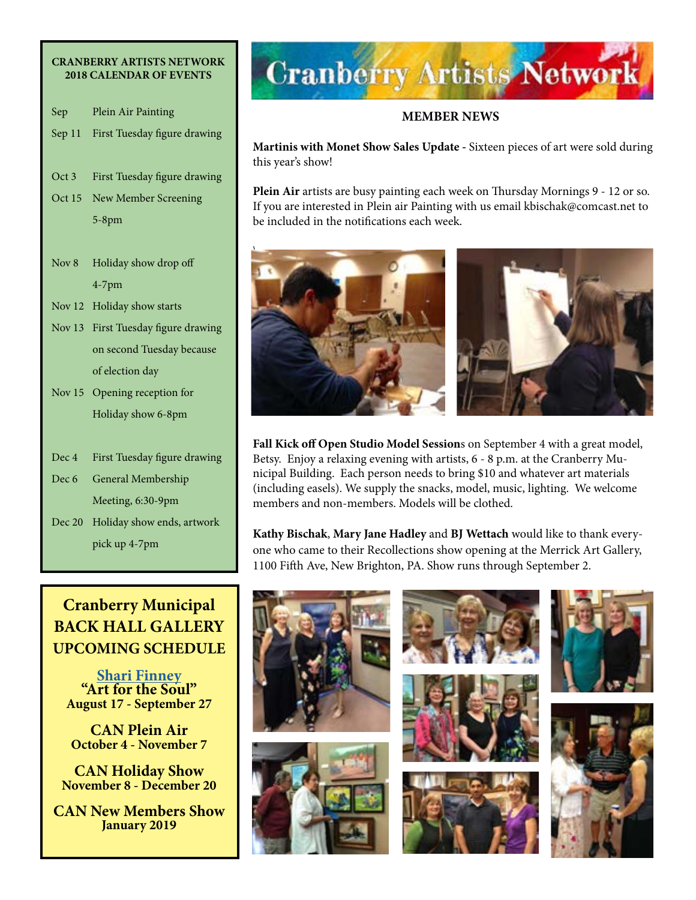# Cranberry Artists Network

## MEMBER NEWS

**Martinis with Monet Show Sales Update** - Sixteen pieces of art were sold during this year's show!

**Plein Air** artists are busy painting each week on Thursday Mornings 9 - 12 or so. If you are interested in Plein air Painting with us email kbischak@comcast.net to be included in the notifications each week.

**Fall Kick off Open Studio Model Session**s on September 4 with a great model, Betsy. Enjoy a relaxing evening with artists, 6 - 8 p.m. at the Cranberry Municipal Building. Each person needs to bring $10 and whatever art materials (including easels). We supply the snacks, model, music, lighting. We welcome members and non-members. Models will be clothed.

**Kathy Bischak**, **Mary Jane Hadley** and **BJ Wettach** would like to thank everyone who came to their Recollections show opening at the Merrick Art Gallery, 1100 Fifth Ave, New Brighton, PA. Show runs through September 2.

---

**CRANBERRY ARTISTS NETWORK 2018 CALENDAR OF EVENTS**

| | |
|---|---|
| Sep | Plein Air Painting |
| Sep 11 | First Tuesday figure drawing |
| Oct 3 | First Tuesday figure drawing |
| Oct 15 | New Member Screening 5-8pm |
| Nov 8 | Holiday show drop off 4-7pm |
| Nov 12 | Holiday show starts |
| Nov 13 | First Tuesday figure drawing on second Tuesday because of election day |
| Nov 15 | Opening reception for Holiday show 6-8pm |
| Dec 4 | First Tuesday figure drawing |
| Dec 6 | General Membership Meeting, 6:30-9pm |
| Dec 20 | Holiday show ends, artwork pick up 4-7pm |

---

## Cranberry Municipal BACK HALL GALLERY UPCOMING SCHEDULE

**Shari Finney**
**"Art for the Soul"**
**August 17 - September 27**

**CAN Plein Air**
**October 4 - November 7**

**CAN Holiday Show**
**November 8 - December 20**

**CAN New Members Show**
**January 2019**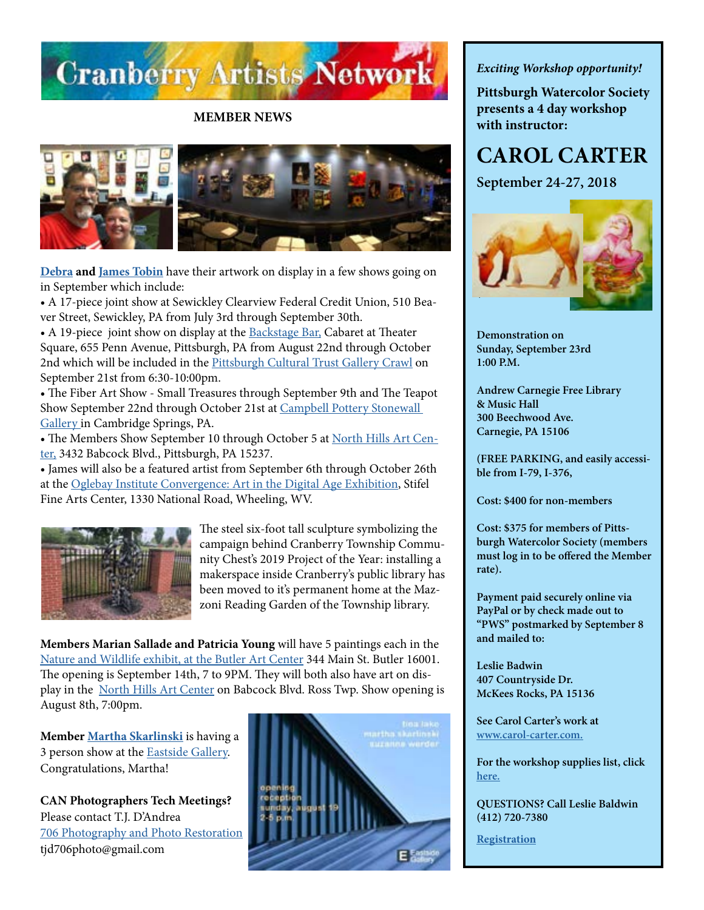# Cranberry Artists Network

## MEMBER NEWS

**Debra** and **James Tobin** have their artwork on display in a few shows going on in September which include:

- A 17-piece joint show at Sewickley Clearview Federal Credit Union, 510 Beaver Street, Sewickley, PA from July 3rd through September 30th.
- A 19-piece joint show on display at the Backstage Bar, Cabaret at Theater Square, 655 Penn Avenue, Pittsburgh, PA from August 22nd through October 2nd which will be included in the Pittsburgh Cultural Trust Gallery Crawl on September 21st from 6:30-10:00pm.
- The Fiber Art Show - Small Treasures through September 9th and The Teapot Show September 22nd through October 21st at Campbell Pottery Stonewall Gallery in Cambridge Springs, PA.
- The Members Show September 10 through October 5 at North Hills Art Center, 3432 Babcock Blvd., Pittsburgh, PA 15237.
- James will also be a featured artist from September 6th through October 26th at the Oglebay Institute Convergence: Art in the Digital Age Exhibition, Stifel Fine Arts Center, 1330 National Road, Wheeling, WV.

The steel six-foot tall sculpture symbolizing the campaign behind Cranberry Township Community Chest's 2019 Project of the Year: installing a makerspace inside Cranberry's public library has been moved to it's permanent home at the Mazzoni Reading Garden of the Township library.

**Members Marian Sallade and Patricia Young** will have 5 paintings each in the Nature and Wildlife exhibit, at the Butler Art Center 344 Main St. Butler 16001. The opening is September 14th, 7 to 9PM. They will both also have art on display in the North Hills Art Center on Babcock Blvd. Ross Twp. Show opening is August 8th, 7:00pm.

**Member Martha Skarlinski** is having a 3 person show at the Eastside Gallery. Congratulations, Martha!

**CAN Photographers Tech Meetings?**
Please contact T.J. D'Andrea
706 Photography and Photo Restoration
tjd706photo@gmail.com

---

*Exciting Workshop opportunity!*

**Pittsburgh Watercolor Society presents a 4 day workshop with instructor:**

## CAROL CARTER

**September 24-27, 2018**

**Demonstration on Sunday, September 23rd 1:00 P.M.**

**Andrew Carnegie Free Library & Music Hall
300 Beechwood Ave.
Carnegie, PA 15106**

**(FREE PARKING, and easily accessible from I-79, I-376,**

**Cost: $400 for non-members**

**Cost: $375 for members of Pittsburgh Watercolor Society (members must log in to be offered the Member rate).**

**Payment paid securely online via PayPal or by check made out to "PWS" postmarked by September 8 and mailed to:**

**Leslie Badwin
407 Countryside Dr.
McKees Rocks, PA 15136**

**See Carol Carter's work at www.carol-carter.com.**

**For the workshop supplies list, click here.**

**QUESTIONS? Call Leslie Baldwin (412) 720-7380**

**Registration**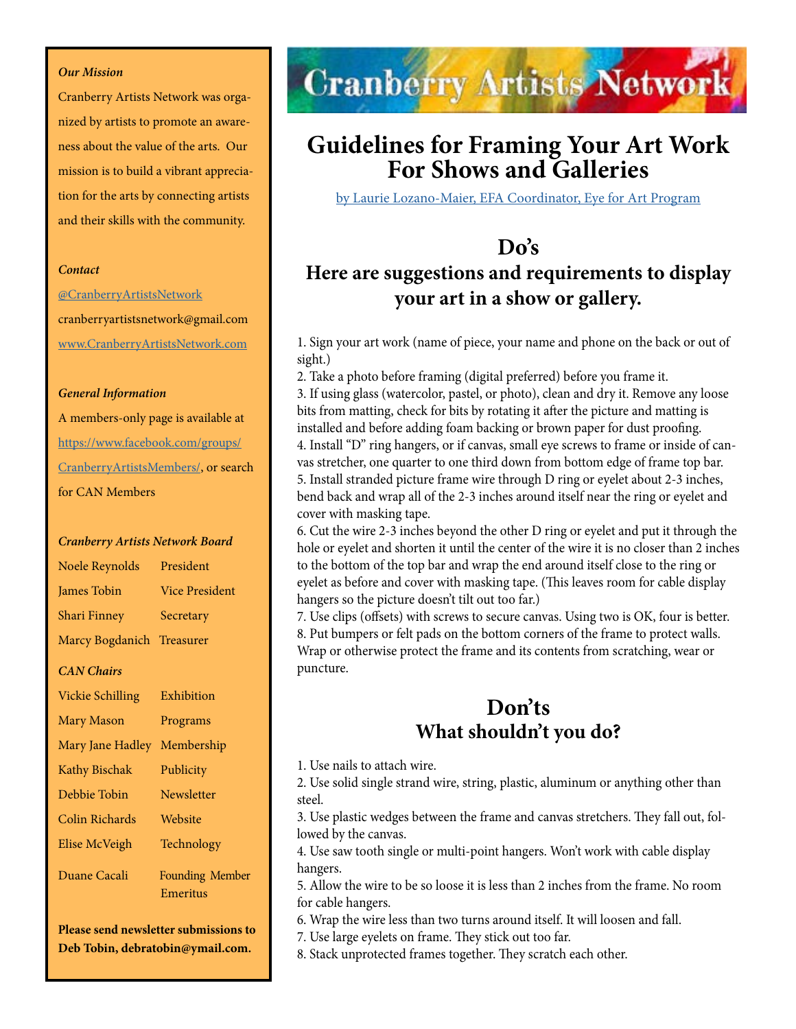# Cranberry Artists Network

# Guidelines for Framing Your Art Work For Shows and Galleries

by Laurie Lozano-Maier, EFA Coordinator, Eye for Art Program

## Do's
### Here are suggestions and requirements to display your art in a show or gallery.

1. Sign your art work (name of piece, your name and phone on the back or out of sight.)
2. Take a photo before framing (digital preferred) before you frame it.
3. If using glass (watercolor, pastel, or photo), clean and dry it. Remove any loose bits from matting, check for bits by rotating it after the picture and matting is installed and before adding foam backing or brown paper for dust proofing.
4. Install "D" ring hangers, or if canvas, small eye screws to frame or inside of canvas stretcher, one quarter to one third down from bottom edge of frame top bar.
5. Install stranded picture frame wire through D ring or eyelet about 2-3 inches, bend back and wrap all of the 2-3 inches around itself near the ring or eyelet and cover with masking tape.
6. Cut the wire 2-3 inches beyond the other D ring or eyelet and put it through the hole or eyelet and shorten it until the center of the wire it is no closer than 2 inches to the bottom of the top bar and wrap the end around itself close to the ring or eyelet as before and cover with masking tape. (This leaves room for cable display hangers so the picture doesn't tilt out too far.)
7. Use clips (offsets) with screws to secure canvas. Using two is OK, four is better.
8. Put bumpers or felt pads on the bottom corners of the frame to protect walls. Wrap or otherwise protect the frame and its contents from scratching, wear or puncture.

## Don'ts
### What shouldn't you do?

1. Use nails to attach wire.
2. Use solid single strand wire, string, plastic, aluminum or anything other than steel.
3. Use plastic wedges between the frame and canvas stretchers. They fall out, followed by the canvas.
4. Use saw tooth single or multi-point hangers. Won't work with cable display hangers.
5. Allow the wire to be so loose it is less than 2 inches from the frame. No room for cable hangers.
6. Wrap the wire less than two turns around itself. It will loosen and fall.
7. Use large eyelets on frame. They stick out too far.
8. Stack unprotected frames together. They scratch each other.

---

***Our Mission***

Cranberry Artists Network was organized by artists to promote an awareness about the value of the arts. Our mission is to build a vibrant appreciation for the arts by connecting artists and their skills with the community.

***Contact***

@CranberryArtistsNetwork
cranberryartistsnetwork@gmail.com
www.CranberryArtistsNetwork.com

***General Information***

A members-only page is available at https://www.facebook.com/groups/CranberryArtistsMembers/, or search for CAN Members

***Cranberry Artists Network Board***

| | |
|---|---|
| Noele Reynolds | President |
| James Tobin | Vice President |
| Shari Finney | Secretary |
| Marcy Bogdanich | Treasurer |

***CAN Chairs***

| | |
|---|---|
| Vickie Schilling | Exhibition |
| Mary Mason | Programs |
| Mary Jane Hadley | Membership |
| Kathy Bischak | Publicity |
| Debbie Tobin | Newsletter |
| Colin Richards | Website |
| Elise McVeigh | Technology |
| Duane Cacali | Founding Member Emeritus |

**Please send newsletter submissions to Deb Tobin, debratobin@ymail.com.**